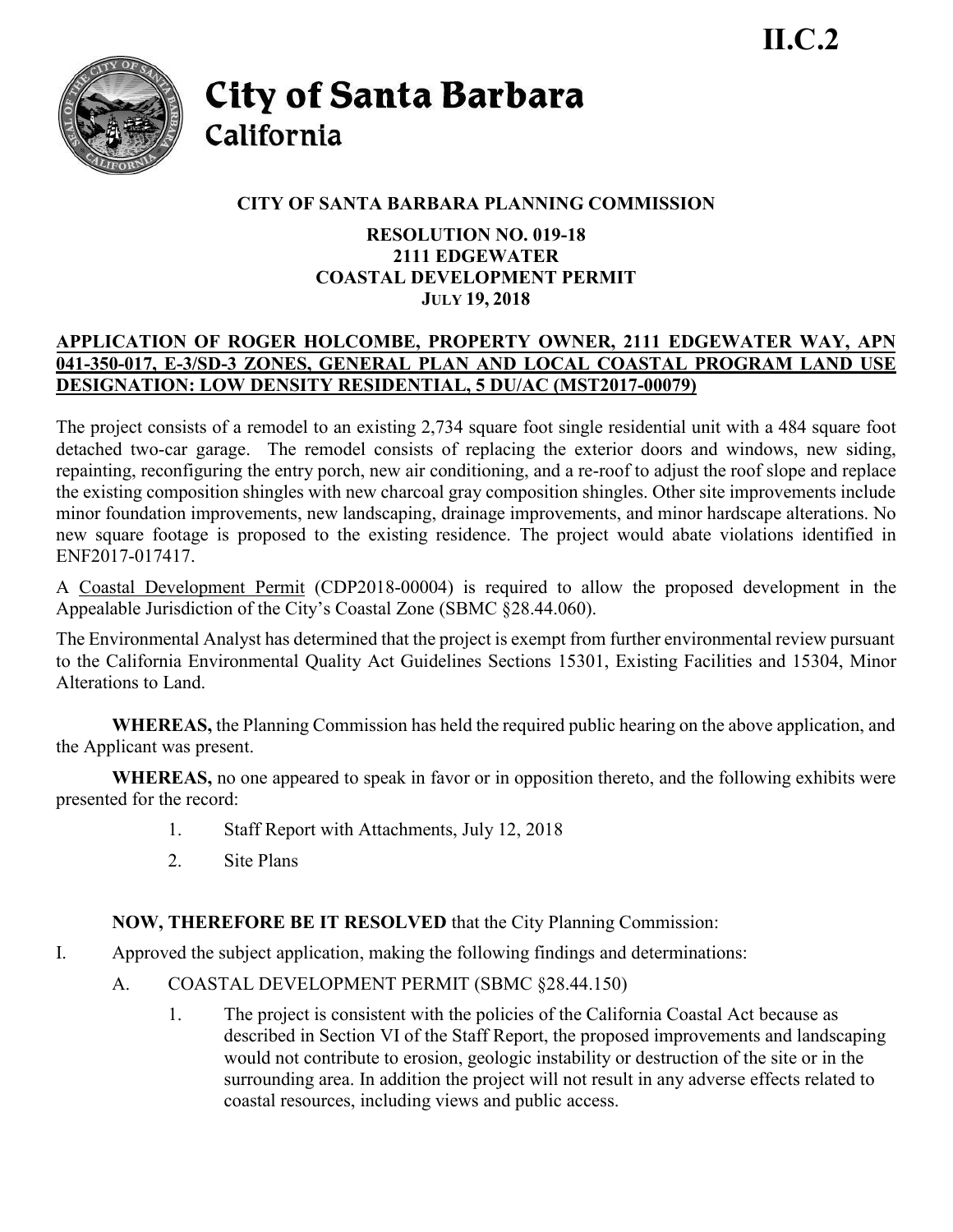**II.C.2**

# City of Santa Barbara
California

## CITY OF SANTA BARBARA PLANNING COMMISSION

**RESOLUTION NO. 019-18**
**2111 EDGEWATER**
**COASTAL DEVELOPMENT PERMIT**
**JULY 19, 2018**

**APPLICATION OF ROGER HOLCOMBE, PROPERTY OWNER, 2111 EDGEWATER WAY, APN 041-350-017, E-3/SD-3 ZONES, GENERAL PLAN AND LOCAL COASTAL PROGRAM LAND USE DESIGNATION: LOW DENSITY RESIDENTIAL, 5 DU/AC (MST2017-00079)**

The project consists of a remodel to an existing 2,734 square foot single residential unit with a 484 square foot detached two-car garage. The remodel consists of replacing the exterior doors and windows, new siding, repainting, reconfiguring the entry porch, new air conditioning, and a re-roof to adjust the roof slope and replace the existing composition shingles with new charcoal gray composition shingles. Other site improvements include minor foundation improvements, new landscaping, drainage improvements, and minor hardscape alterations. No new square footage is proposed to the existing residence. The project would abate violations identified in ENF2017-017417.

A Coastal Development Permit (CDP2018-00004) is required to allow the proposed development in the Appealable Jurisdiction of the City's Coastal Zone (SBMC §28.44.060).

The Environmental Analyst has determined that the project is exempt from further environmental review pursuant to the California Environmental Quality Act Guidelines Sections 15301, Existing Facilities and 15304, Minor Alterations to Land.

**WHEREAS,** the Planning Commission has held the required public hearing on the above application, and the Applicant was present.

**WHEREAS,** no one appeared to speak in favor or in opposition thereto, and the following exhibits were presented for the record:

1. Staff Report with Attachments, July 12, 2018
2. Site Plans

**NOW, THEREFORE BE IT RESOLVED** that the City Planning Commission:

I. Approved the subject application, making the following findings and determinations:

   A. COASTAL DEVELOPMENT PERMIT (SBMC §28.44.150)

      1. The project is consistent with the policies of the California Coastal Act because as described in Section VI of the Staff Report, the proposed improvements and landscaping would not contribute to erosion, geologic instability or destruction of the site or in the surrounding area. In addition the project will not result in any adverse effects related to coastal resources, including views and public access.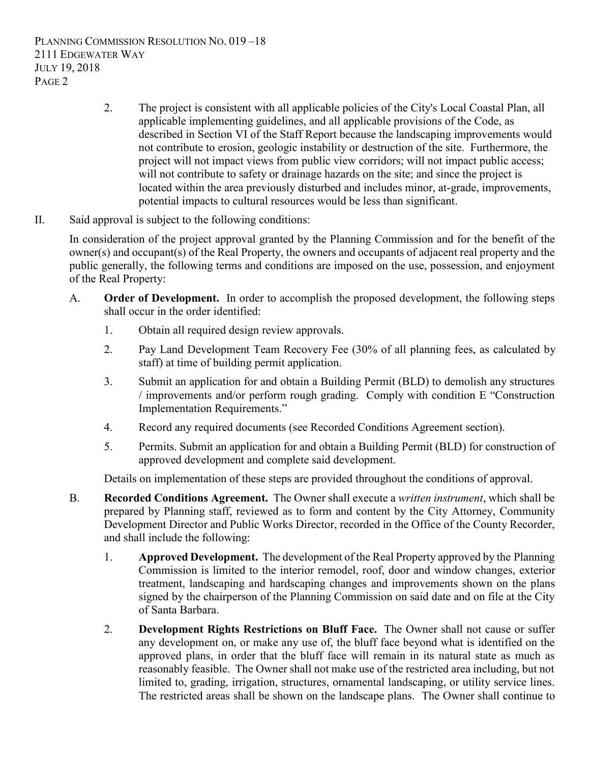2. The project is consistent with all applicable policies of the City's Local Coastal Plan, all applicable implementing guidelines, and all applicable provisions of the Code, as described in Section VI of the Staff Report because the landscaping improvements would not contribute to erosion, geologic instability or destruction of the site. Furthermore, the project will not impact views from public view corridors; will not impact public access; will not contribute to safety or drainage hazards on the site; and since the project is located within the area previously disturbed and includes minor, at-grade, improvements, potential impacts to cultural resources would be less than significant.

II. Said approval is subject to the following conditions:

In consideration of the project approval granted by the Planning Commission and for the benefit of the owner(s) and occupant(s) of the Real Property, the owners and occupants of adjacent real property and the public generally, the following terms and conditions are imposed on the use, possession, and enjoyment of the Real Property:

A. **Order of Development.** In order to accomplish the proposed development, the following steps shall occur in the order identified:

1. Obtain all required design review approvals.
2. Pay Land Development Team Recovery Fee (30% of all planning fees, as calculated by staff) at time of building permit application.
3. Submit an application for and obtain a Building Permit (BLD) to demolish any structures / improvements and/or perform rough grading. Comply with condition E "Construction Implementation Requirements."
4. Record any required documents (see Recorded Conditions Agreement section).
5. Permits. Submit an application for and obtain a Building Permit (BLD) for construction of approved development and complete said development.

Details on implementation of these steps are provided throughout the conditions of approval.

B. **Recorded Conditions Agreement.** The Owner shall execute a *written instrument*, which shall be prepared by Planning staff, reviewed as to form and content by the City Attorney, Community Development Director and Public Works Director, recorded in the Office of the County Recorder, and shall include the following:

1. **Approved Development.** The development of the Real Property approved by the Planning Commission is limited to the interior remodel, roof, door and window changes, exterior treatment, landscaping and hardscaping changes and improvements shown on the plans signed by the chairperson of the Planning Commission on said date and on file at the City of Santa Barbara.
2. **Development Rights Restrictions on Bluff Face.** The Owner shall not cause or suffer any development on, or make any use of, the bluff face beyond what is identified on the approved plans, in order that the bluff face will remain in its natural state as much as reasonably feasible. The Owner shall not make use of the restricted area including, but not limited to, grading, irrigation, structures, ornamental landscaping, or utility service lines. The restricted areas shall be shown on the landscape plans. The Owner shall continue to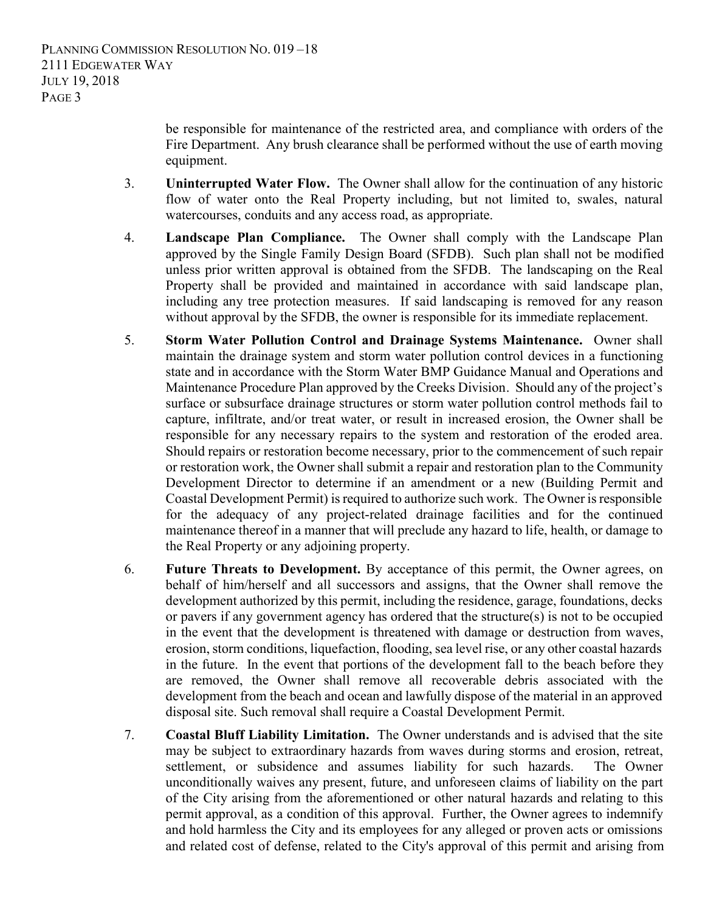be responsible for maintenance of the restricted area, and compliance with orders of the Fire Department. Any brush clearance shall be performed without the use of earth moving equipment.

3. **Uninterrupted Water Flow.** The Owner shall allow for the continuation of any historic flow of water onto the Real Property including, but not limited to, swales, natural watercourses, conduits and any access road, as appropriate.

4. **Landscape Plan Compliance.** The Owner shall comply with the Landscape Plan approved by the Single Family Design Board (SFDB). Such plan shall not be modified unless prior written approval is obtained from the SFDB. The landscaping on the Real Property shall be provided and maintained in accordance with said landscape plan, including any tree protection measures. If said landscaping is removed for any reason without approval by the SFDB, the owner is responsible for its immediate replacement.

5. **Storm Water Pollution Control and Drainage Systems Maintenance.** Owner shall maintain the drainage system and storm water pollution control devices in a functioning state and in accordance with the Storm Water BMP Guidance Manual and Operations and Maintenance Procedure Plan approved by the Creeks Division. Should any of the project's surface or subsurface drainage structures or storm water pollution control methods fail to capture, infiltrate, and/or treat water, or result in increased erosion, the Owner shall be responsible for any necessary repairs to the system and restoration of the eroded area. Should repairs or restoration become necessary, prior to the commencement of such repair or restoration work, the Owner shall submit a repair and restoration plan to the Community Development Director to determine if an amendment or a new (Building Permit and Coastal Development Permit) is required to authorize such work. The Owner is responsible for the adequacy of any project-related drainage facilities and for the continued maintenance thereof in a manner that will preclude any hazard to life, health, or damage to the Real Property or any adjoining property.

6. **Future Threats to Development.** By acceptance of this permit, the Owner agrees, on behalf of him/herself and all successors and assigns, that the Owner shall remove the development authorized by this permit, including the residence, garage, foundations, decks or pavers if any government agency has ordered that the structure(s) is not to be occupied in the event that the development is threatened with damage or destruction from waves, erosion, storm conditions, liquefaction, flooding, sea level rise, or any other coastal hazards in the future. In the event that portions of the development fall to the beach before they are removed, the Owner shall remove all recoverable debris associated with the development from the beach and ocean and lawfully dispose of the material in an approved disposal site. Such removal shall require a Coastal Development Permit.

7. **Coastal Bluff Liability Limitation.** The Owner understands and is advised that the site may be subject to extraordinary hazards from waves during storms and erosion, retreat, settlement, or subsidence and assumes liability for such hazards. The Owner unconditionally waives any present, future, and unforeseen claims of liability on the part of the City arising from the aforementioned or other natural hazards and relating to this permit approval, as a condition of this approval. Further, the Owner agrees to indemnify and hold harmless the City and its employees for any alleged or proven acts or omissions and related cost of defense, related to the City's approval of this permit and arising from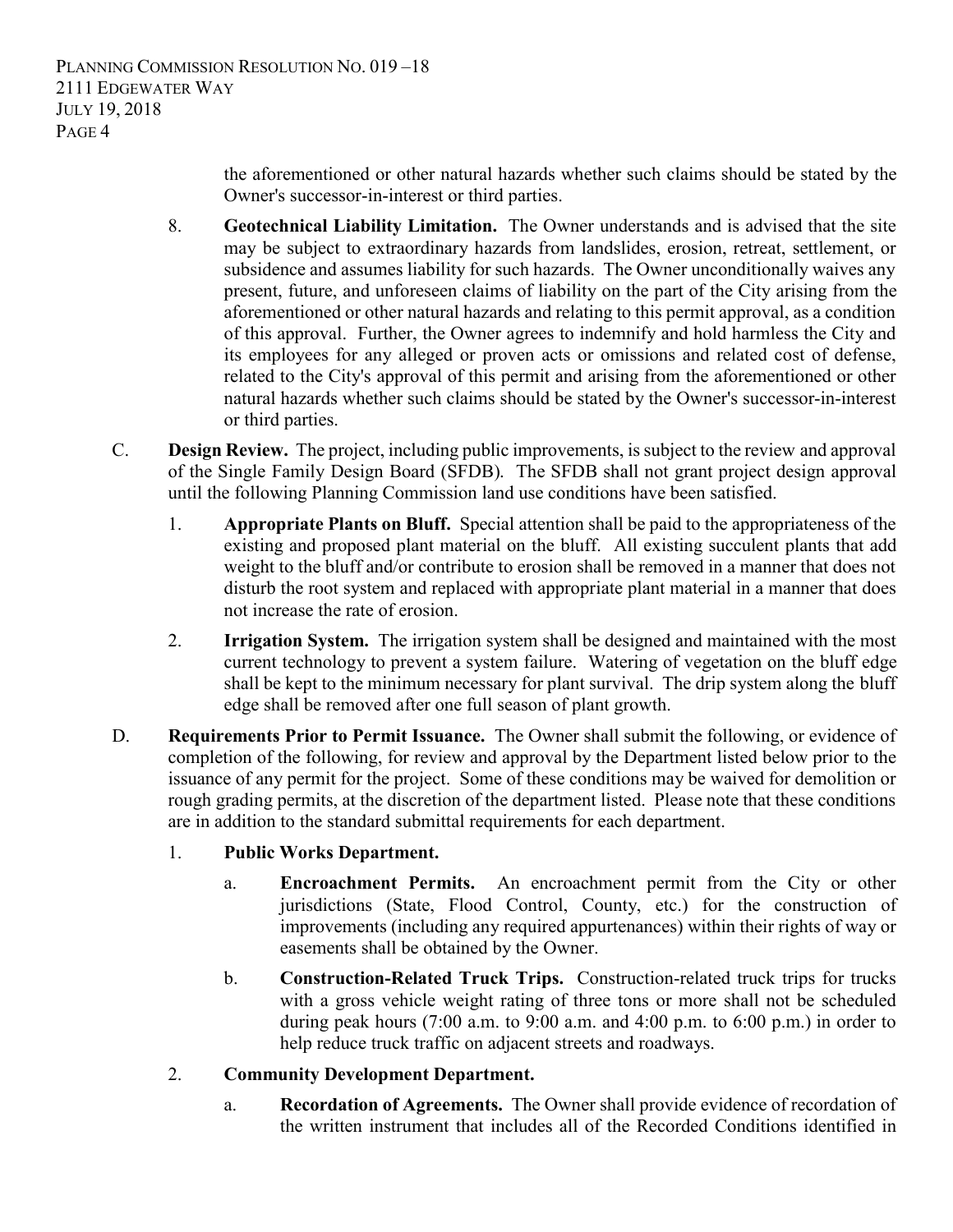the aforementioned or other natural hazards whether such claims should be stated by the Owner's successor-in-interest or third parties.

8. **Geotechnical Liability Limitation.** The Owner understands and is advised that the site may be subject to extraordinary hazards from landslides, erosion, retreat, settlement, or subsidence and assumes liability for such hazards. The Owner unconditionally waives any present, future, and unforeseen claims of liability on the part of the City arising from the aforementioned or other natural hazards and relating to this permit approval, as a condition of this approval. Further, the Owner agrees to indemnify and hold harmless the City and its employees for any alleged or proven acts or omissions and related cost of defense, related to the City's approval of this permit and arising from the aforementioned or other natural hazards whether such claims should be stated by the Owner's successor-in-interest or third parties.

C. **Design Review.** The project, including public improvements, is subject to the review and approval of the Single Family Design Board (SFDB). The SFDB shall not grant project design approval until the following Planning Commission land use conditions have been satisfied.

1. **Appropriate Plants on Bluff.** Special attention shall be paid to the appropriateness of the existing and proposed plant material on the bluff. All existing succulent plants that add weight to the bluff and/or contribute to erosion shall be removed in a manner that does not disturb the root system and replaced with appropriate plant material in a manner that does not increase the rate of erosion.

2. **Irrigation System.** The irrigation system shall be designed and maintained with the most current technology to prevent a system failure. Watering of vegetation on the bluff edge shall be kept to the minimum necessary for plant survival. The drip system along the bluff edge shall be removed after one full season of plant growth.

D. **Requirements Prior to Permit Issuance.** The Owner shall submit the following, or evidence of completion of the following, for review and approval by the Department listed below prior to the issuance of any permit for the project. Some of these conditions may be waived for demolition or rough grading permits, at the discretion of the department listed. Please note that these conditions are in addition to the standard submittal requirements for each department.

1. **Public Works Department.**

   a. **Encroachment Permits.** An encroachment permit from the City or other jurisdictions (State, Flood Control, County, etc.) for the construction of improvements (including any required appurtenances) within their rights of way or easements shall be obtained by the Owner.

   b. **Construction-Related Truck Trips.** Construction-related truck trips for trucks with a gross vehicle weight rating of three tons or more shall not be scheduled during peak hours (7:00 a.m. to 9:00 a.m. and 4:00 p.m. to 6:00 p.m.) in order to help reduce truck traffic on adjacent streets and roadways.

2. **Community Development Department.**

   a. **Recordation of Agreements.** The Owner shall provide evidence of recordation of the written instrument that includes all of the Recorded Conditions identified in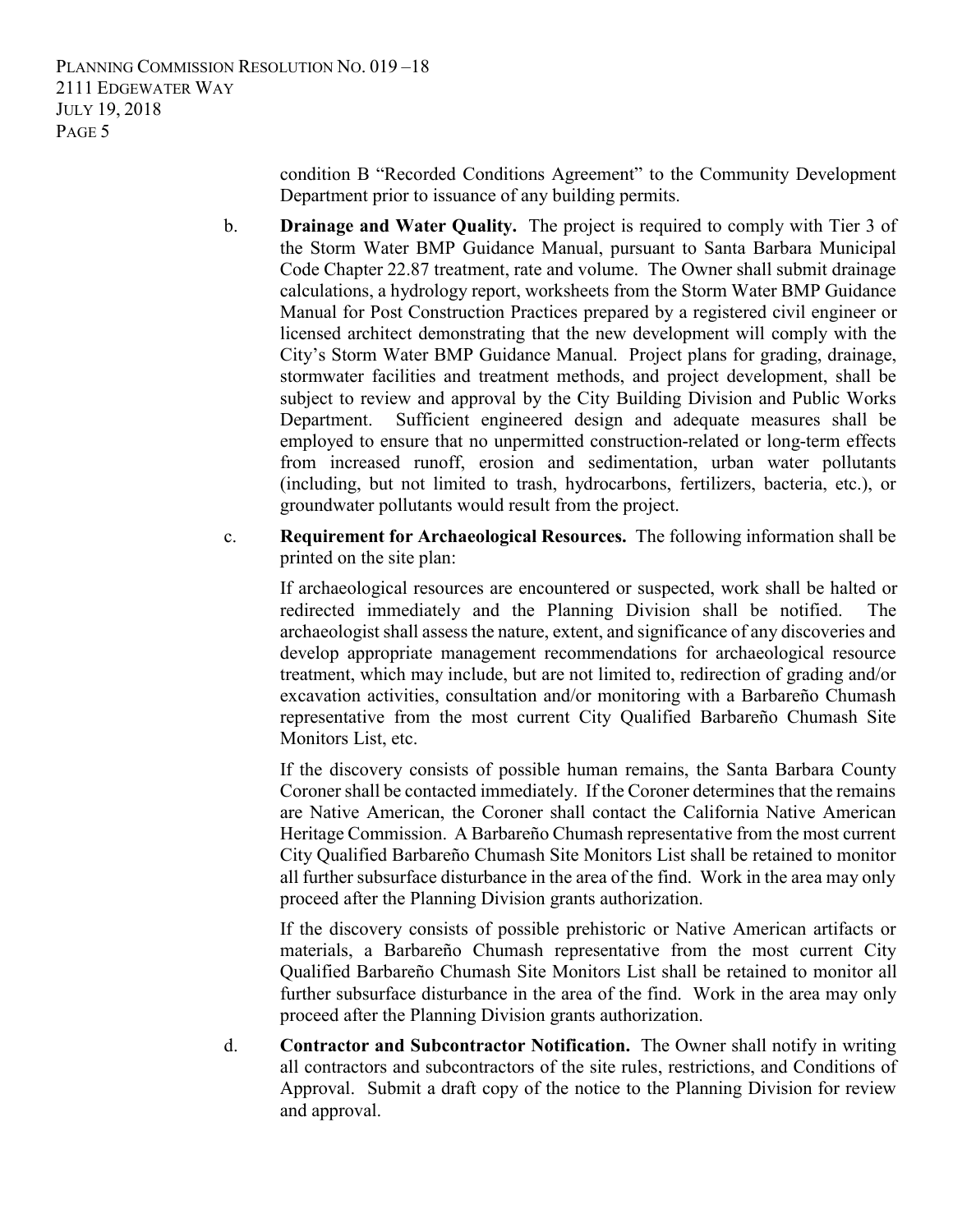condition B "Recorded Conditions Agreement" to the Community Development Department prior to issuance of any building permits.

b. **Drainage and Water Quality.** The project is required to comply with Tier 3 of the Storm Water BMP Guidance Manual, pursuant to Santa Barbara Municipal Code Chapter 22.87 treatment, rate and volume. The Owner shall submit drainage calculations, a hydrology report, worksheets from the Storm Water BMP Guidance Manual for Post Construction Practices prepared by a registered civil engineer or licensed architect demonstrating that the new development will comply with the City's Storm Water BMP Guidance Manual. Project plans for grading, drainage, stormwater facilities and treatment methods, and project development, shall be subject to review and approval by the City Building Division and Public Works Department. Sufficient engineered design and adequate measures shall be employed to ensure that no unpermitted construction-related or long-term effects from increased runoff, erosion and sedimentation, urban water pollutants (including, but not limited to trash, hydrocarbons, fertilizers, bacteria, etc.), or groundwater pollutants would result from the project.

c. **Requirement for Archaeological Resources.** The following information shall be printed on the site plan:

   If archaeological resources are encountered or suspected, work shall be halted or redirected immediately and the Planning Division shall be notified. The archaeologist shall assess the nature, extent, and significance of any discoveries and develop appropriate management recommendations for archaeological resource treatment, which may include, but are not limited to, redirection of grading and/or excavation activities, consultation and/or monitoring with a Barbareño Chumash representative from the most current City Qualified Barbareño Chumash Site Monitors List, etc.

   If the discovery consists of possible human remains, the Santa Barbara County Coroner shall be contacted immediately. If the Coroner determines that the remains are Native American, the Coroner shall contact the California Native American Heritage Commission. A Barbareño Chumash representative from the most current City Qualified Barbareño Chumash Site Monitors List shall be retained to monitor all further subsurface disturbance in the area of the find. Work in the area may only proceed after the Planning Division grants authorization.

   If the discovery consists of possible prehistoric or Native American artifacts or materials, a Barbareño Chumash representative from the most current City Qualified Barbareño Chumash Site Monitors List shall be retained to monitor all further subsurface disturbance in the area of the find. Work in the area may only proceed after the Planning Division grants authorization.

d. **Contractor and Subcontractor Notification.** The Owner shall notify in writing all contractors and subcontractors of the site rules, restrictions, and Conditions of Approval. Submit a draft copy of the notice to the Planning Division for review and approval.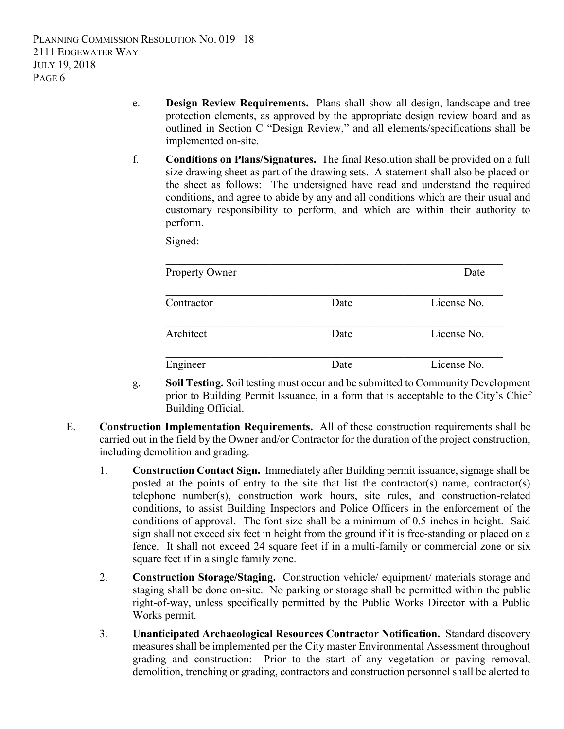e. **Design Review Requirements.** Plans shall show all design, landscape and tree protection elements, as approved by the appropriate design review board and as outlined in Section C "Design Review," and all elements/specifications shall be implemented on-site.

f. **Conditions on Plans/Signatures.** The final Resolution shall be provided on a full size drawing sheet as part of the drawing sets. A statement shall also be placed on the sheet as follows: The undersigned have read and understand the required conditions, and agree to abide by any and all conditions which are their usual and customary responsibility to perform, and which are within their authority to perform.

Signed:

| | | |
|---|---|---|
| Property Owner | | Date |
| Contractor | Date | License No. |
| Architect | Date | License No. |
| Engineer | Date | License No. |

g. **Soil Testing.** Soil testing must occur and be submitted to Community Development prior to Building Permit Issuance, in a form that is acceptable to the City's Chief Building Official.

E. **Construction Implementation Requirements.** All of these construction requirements shall be carried out in the field by the Owner and/or Contractor for the duration of the project construction, including demolition and grading.

1. **Construction Contact Sign.** Immediately after Building permit issuance, signage shall be posted at the points of entry to the site that list the contractor(s) name, contractor(s) telephone number(s), construction work hours, site rules, and construction-related conditions, to assist Building Inspectors and Police Officers in the enforcement of the conditions of approval. The font size shall be a minimum of 0.5 inches in height. Said sign shall not exceed six feet in height from the ground if it is free-standing or placed on a fence. It shall not exceed 24 square feet if in a multi-family or commercial zone or six square feet if in a single family zone.

2. **Construction Storage/Staging.** Construction vehicle/ equipment/ materials storage and staging shall be done on-site. No parking or storage shall be permitted within the public right-of-way, unless specifically permitted by the Public Works Director with a Public Works permit.

3. **Unanticipated Archaeological Resources Contractor Notification.** Standard discovery measures shall be implemented per the City master Environmental Assessment throughout grading and construction: Prior to the start of any vegetation or paving removal, demolition, trenching or grading, contractors and construction personnel shall be alerted to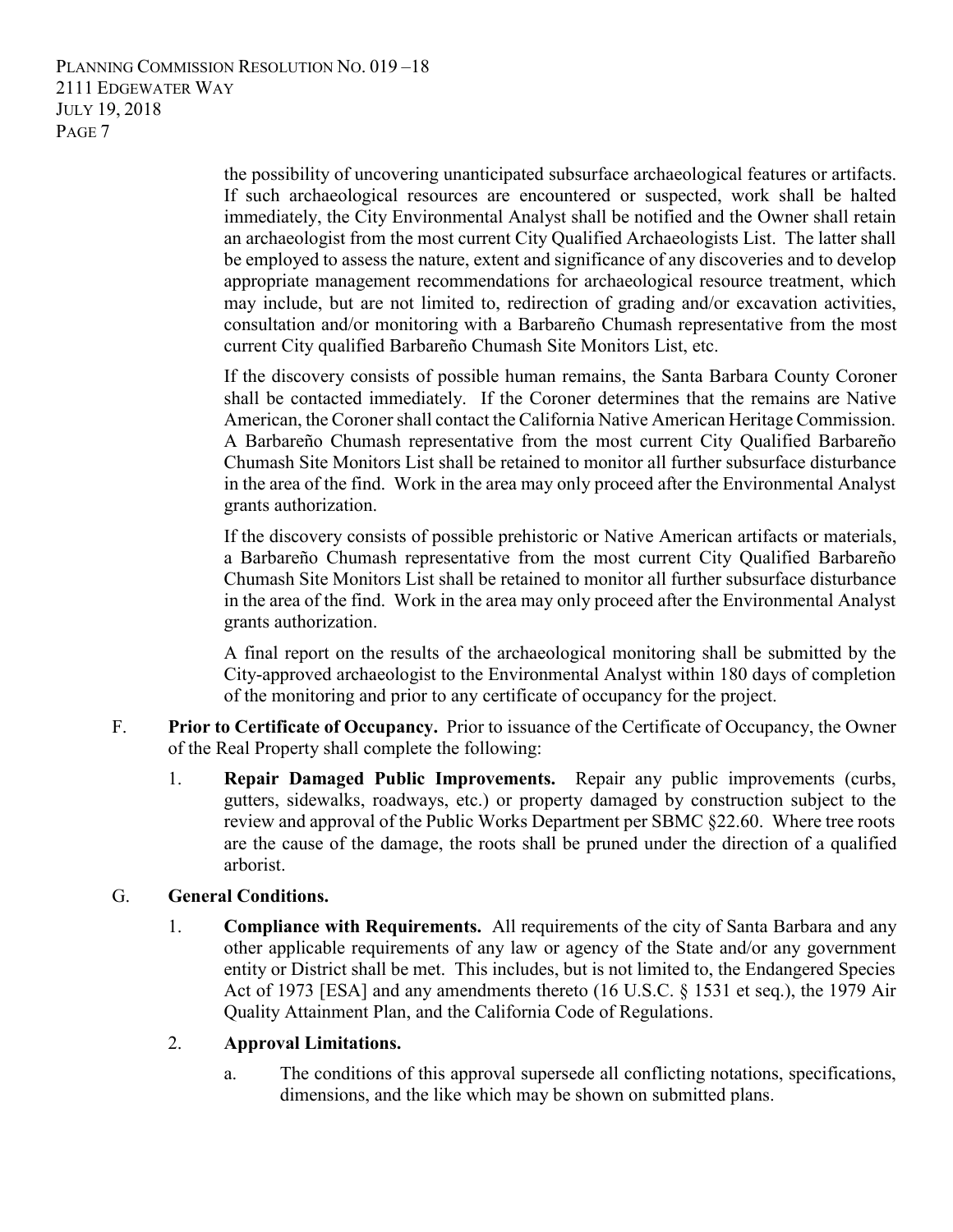the possibility of uncovering unanticipated subsurface archaeological features or artifacts. If such archaeological resources are encountered or suspected, work shall be halted immediately, the City Environmental Analyst shall be notified and the Owner shall retain an archaeologist from the most current City Qualified Archaeologists List. The latter shall be employed to assess the nature, extent and significance of any discoveries and to develop appropriate management recommendations for archaeological resource treatment, which may include, but are not limited to, redirection of grading and/or excavation activities, consultation and/or monitoring with a Barbareño Chumash representative from the most current City qualified Barbareño Chumash Site Monitors List, etc.

If the discovery consists of possible human remains, the Santa Barbara County Coroner shall be contacted immediately. If the Coroner determines that the remains are Native American, the Coroner shall contact the California Native American Heritage Commission. A Barbareño Chumash representative from the most current City Qualified Barbareño Chumash Site Monitors List shall be retained to monitor all further subsurface disturbance in the area of the find. Work in the area may only proceed after the Environmental Analyst grants authorization.

If the discovery consists of possible prehistoric or Native American artifacts or materials, a Barbareño Chumash representative from the most current City Qualified Barbareño Chumash Site Monitors List shall be retained to monitor all further subsurface disturbance in the area of the find. Work in the area may only proceed after the Environmental Analyst grants authorization.

A final report on the results of the archaeological monitoring shall be submitted by the City-approved archaeologist to the Environmental Analyst within 180 days of completion of the monitoring and prior to any certificate of occupancy for the project.

F. **Prior to Certificate of Occupancy.** Prior to issuance of the Certificate of Occupancy, the Owner of the Real Property shall complete the following:

1. **Repair Damaged Public Improvements.** Repair any public improvements (curbs, gutters, sidewalks, roadways, etc.) or property damaged by construction subject to the review and approval of the Public Works Department per SBMC §22.60. Where tree roots are the cause of the damage, the roots shall be pruned under the direction of a qualified arborist.

G. **General Conditions.**

1. **Compliance with Requirements.** All requirements of the city of Santa Barbara and any other applicable requirements of any law or agency of the State and/or any government entity or District shall be met. This includes, but is not limited to, the Endangered Species Act of 1973 [ESA] and any amendments thereto (16 U.S.C. § 1531 et seq.), the 1979 Air Quality Attainment Plan, and the California Code of Regulations.

2. **Approval Limitations.**

   a. The conditions of this approval supersede all conflicting notations, specifications, dimensions, and the like which may be shown on submitted plans.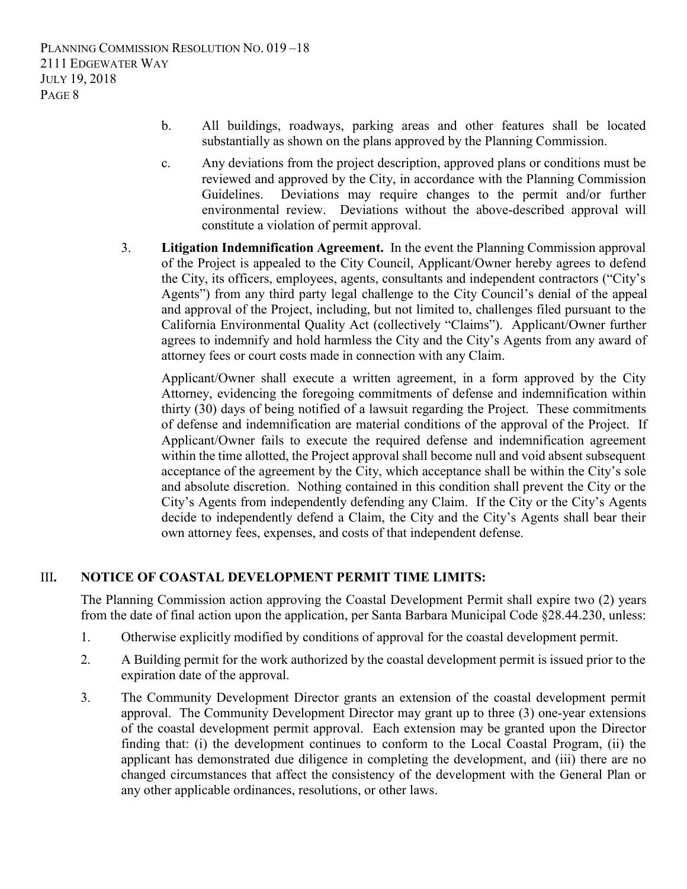b. All buildings, roadways, parking areas and other features shall be located substantially as shown on the plans approved by the Planning Commission.

c. Any deviations from the project description, approved plans or conditions must be reviewed and approved by the City, in accordance with the Planning Commission Guidelines. Deviations may require changes to the permit and/or further environmental review. Deviations without the above-described approval will constitute a violation of permit approval.

3. **Litigation Indemnification Agreement.** In the event the Planning Commission approval of the Project is appealed to the City Council, Applicant/Owner hereby agrees to defend the City, its officers, employees, agents, consultants and independent contractors ("City's Agents") from any third party legal challenge to the City Council's denial of the appeal and approval of the Project, including, but not limited to, challenges filed pursuant to the California Environmental Quality Act (collectively "Claims"). Applicant/Owner further agrees to indemnify and hold harmless the City and the City's Agents from any award of attorney fees or court costs made in connection with any Claim.

   Applicant/Owner shall execute a written agreement, in a form approved by the City Attorney, evidencing the foregoing commitments of defense and indemnification within thirty (30) days of being notified of a lawsuit regarding the Project. These commitments of defense and indemnification are material conditions of the approval of the Project. If Applicant/Owner fails to execute the required defense and indemnification agreement within the time allotted, the Project approval shall become null and void absent subsequent acceptance of the agreement by the City, which acceptance shall be within the City's sole and absolute discretion. Nothing contained in this condition shall prevent the City or the City's Agents from independently defending any Claim. If the City or the City's Agents decide to independently defend a Claim, the City and the City's Agents shall bear their own attorney fees, expenses, and costs of that independent defense.

## III. NOTICE OF COASTAL DEVELOPMENT PERMIT TIME LIMITS:

The Planning Commission action approving the Coastal Development Permit shall expire two (2) years from the date of final action upon the application, per Santa Barbara Municipal Code §28.44.230, unless:

1. Otherwise explicitly modified by conditions of approval for the coastal development permit.
2. A Building permit for the work authorized by the coastal development permit is issued prior to the expiration date of the approval.
3. The Community Development Director grants an extension of the coastal development permit approval. The Community Development Director may grant up to three (3) one-year extensions of the coastal development permit approval. Each extension may be granted upon the Director finding that: (i) the development continues to conform to the Local Coastal Program, (ii) the applicant has demonstrated due diligence in completing the development, and (iii) there are no changed circumstances that affect the consistency of the development with the General Plan or any other applicable ordinances, resolutions, or other laws.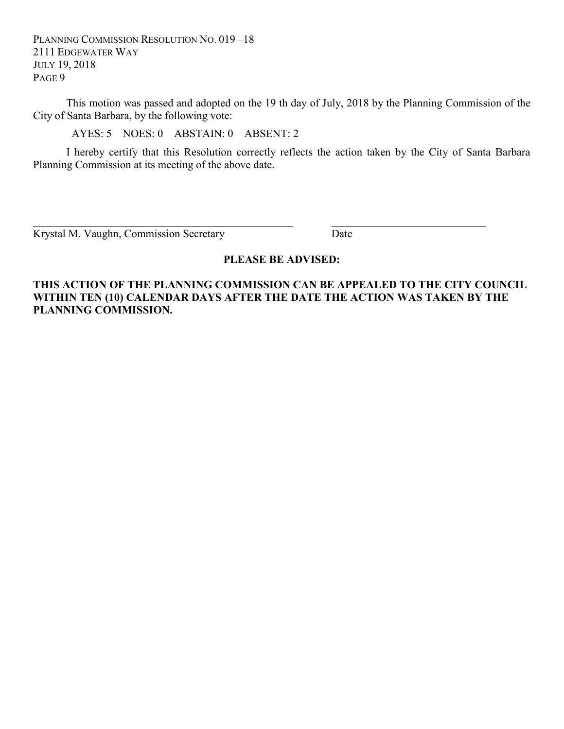This motion was passed and adopted on the 19 th day of July, 2018 by the Planning Commission of the City of Santa Barbara, by the following vote:

AYES: 5 NOES: 0 ABSTAIN: 0 ABSENT: 2

I hereby certify that this Resolution correctly reflects the action taken by the City of Santa Barbara Planning Commission at its meeting of the above date.

\_\_\_\_\_\_\_\_\_\_\_\_\_\_\_\_\_\_\_\_\_\_\_\_\_\_\_\_\_\_\_\_\_\_\_\_\_\_\_\_\_\_\_\_ \_\_\_\_\_\_\_\_\_\_\_\_\_\_\_\_\_\_\_\_\_\_\_\_\_\_\_\_

Krystal M. Vaughn, Commission Secretary Date

**PLEASE BE ADVISED:**

**THIS ACTION OF THE PLANNING COMMISSION CAN BE APPEALED TO THE CITY COUNCIL WITHIN TEN (10) CALENDAR DAYS AFTER THE DATE THE ACTION WAS TAKEN BY THE PLANNING COMMISSION.**